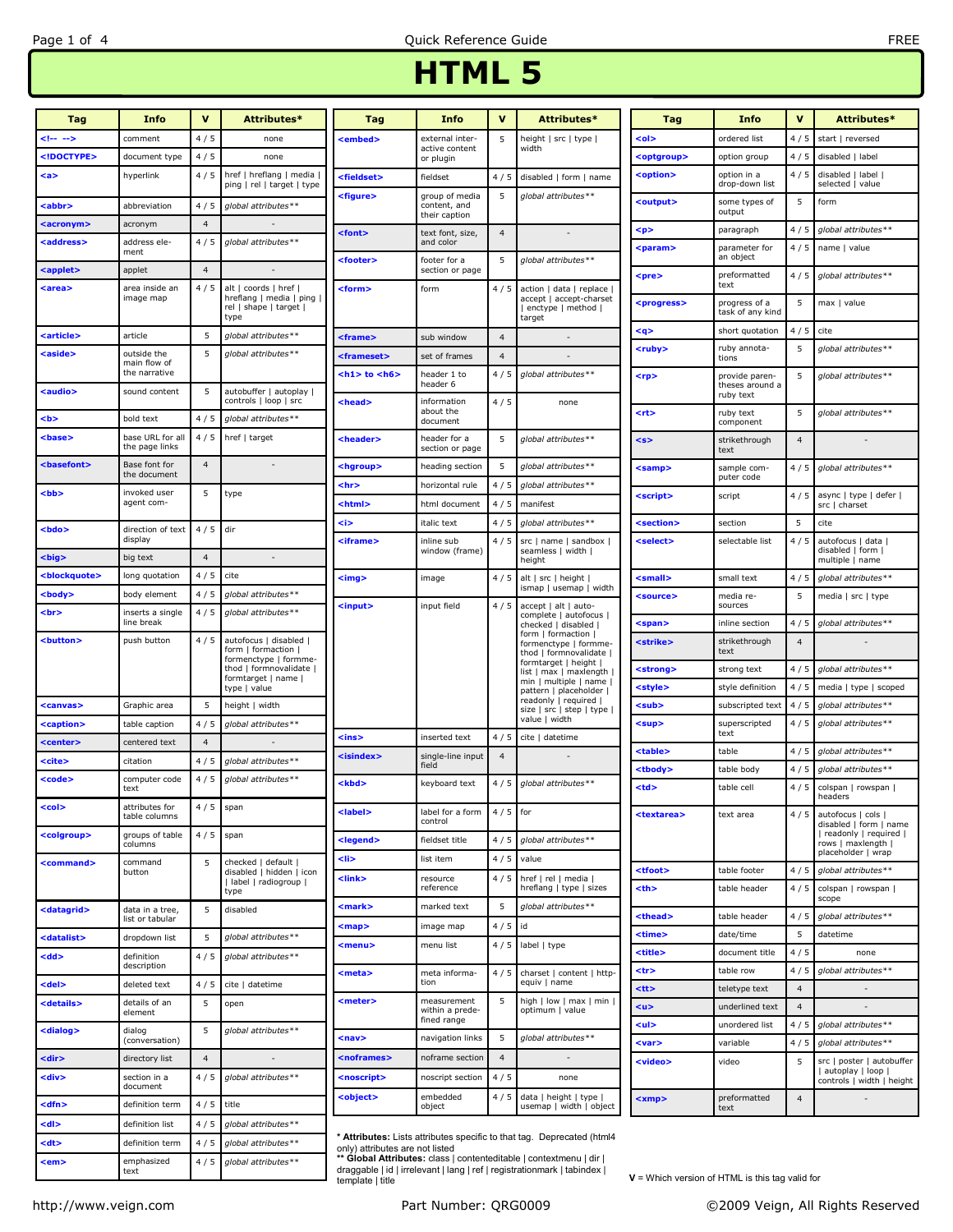Quick Reference Guide

# HTML 5

| Tag | Info | V | Attributes* |
|---|---|---|---|
| <!-- --> | comment | 4 / 5 | none |
| <!DOCTYPE> | document type | 4 / 5 | none |
| <a> | hyperlink | 4 / 5 | href \| hreflang \| media \| ping \| rel \| target \| type |
| <abbr> | abbreviation | 4 / 5 | *global attributes*** |
| <acronym> | acronym | 4 | - |
| <address> | address element | 4 / 5 | *global attributes*** |
| <applet> | applet | 4 | - |
| <area> | area inside an image map | 4 / 5 | alt \| coords \| href \| hreflang \| media \| ping \| rel \| shape \| target \| type |
| <article> | article | 5 | *global attributes*** |
| <aside> | outside the main flow of the narrative | 5 | *global attributes*** |
| <audio> | sound content | 5 | autobuffer \| autoplay \| controls \| loop \| src |
| <b> | bold text | 4 / 5 | *global attributes*** |
| <base> | base URL for all the page links | 4 / 5 | href \| target |
| <basefont> | Base font for the document | 4 | - |
| <bb> | invoked user agent com- | 5 | type |
| <bdo> | direction of text display | 4 / 5 | dir |
| <big> | big text | 4 | - |
| <blockquote> | long quotation | 4 / 5 | cite |
| <body> | body element | 4 / 5 | *global attributes*** |
| <br> | inserts a single line break | 4 / 5 | *global attributes*** |
| <button> | push button | 4 / 5 | autofocus \| disabled \| form \| formaction \| formenctype \| formmethod \| formnovalidate \| formtarget \| name \| type \| value |
| <canvas> | Graphic area | 5 | height \| width |
| <caption> | table caption | 4 / 5 | *global attributes*** |
| <center> | centered text | 4 | - |
| <cite> | citation | 4 / 5 | *global attributes*** |
| <code> | computer code text | 4 / 5 | *global attributes*** |
| <col> | attributes for table columns | 4 / 5 | span |
| <colgroup> | groups of table columns | 4 / 5 | span |
| <command> | command button | 5 | checked \| default \| disabled \| hidden \| icon \| label \| radiogroup \| type |
| <datagrid> | data in a tree, list or tabular | 5 | disabled |
| <datalist> | dropdown list | 5 | *global attributes*** |
| <dd> | definition description | 4 / 5 | *global attributes*** |
| <del> | deleted text | 4 / 5 | cite \| datetime |
| <details> | details of an element | 5 | open |
| <dialog> | dialog (conversation) | 5 | *global attributes*** |
| <dir> | directory list | 4 | - |
| <div> | section in a document | 4 / 5 | *global attributes*** |
| <dfn> | definition term | 4 / 5 | title |
| <dl> | definition list | 4 / 5 | *global attributes*** |
| <dt> | definition term | 4 / 5 | *global attributes*** |
| <em> | emphasized text | 4 / 5 | *global attributes*** |
| <embed> | external interactive content or plugin | 5 | height \| src \| type \| width |
| <fieldset> | fieldset | 4 / 5 | disabled \| form \| name |
| <figure> | group of media content, and their caption | 5 | *global attributes*** |
| <font> | text font, size, and color | 4 | - |
| <footer> | footer for a section or page | 5 | *global attributes*** |
| <form> | form | 4 / 5 | action \| data \| replace \| accept \| accept-charset \| enctype \| method \| target |
| <frame> | sub window | 4 | - |
| <frameset> | set of frames | 4 | - |
| <h1> to <h6> | header 1 to header 6 | 4 / 5 | *global attributes*** |
| <head> | information about the document | 4 / 5 | none |
| <header> | header for a section or page | 5 | *global attributes*** |
| <hgroup> | heading section | 5 | *global attributes*** |
| <hr> | horizontal rule | 4 / 5 | *global attributes*** |
| <html> | html document | 4 / 5 | manifest |
| <i> | italic text | 4 / 5 | *global attributes*** |
| <iframe> | inline sub window (frame) | 4 / 5 | src \| name \| sandbox \| seamless \| width \| height |
| <img> | image | 4 / 5 | alt \| src \| height \| ismap \| usemap \| width |
| <input> | input field | 4 / 5 | accept \| alt \| autocomplete \| autofocus \| checked \| disabled \| form \| formaction \| formenctype \| formmethod \| formnovalidate \| formtarget \| height \| list \| max \| maxlength \| min \| multiple \| name \| pattern \| placeholder \| readonly \| required \| size \| src \| step \| type \| value \| width |
| <ins> | inserted text | 4 / 5 | cite \| datetime |
| <isindex> | single-line input field | 4 | - |
| <kbd> | keyboard text | 4 / 5 | *global attributes*** |
| <label> | label for a form control | 4 / 5 | for |
| <legend> | fieldset title | 4 / 5 | *global attributes*** |
| <li> | list item | 4 / 5 | value |
| <link> | resource reference | 4 / 5 | href \| rel \| media \| hreflang \| type \| sizes |
| <mark> | marked text | 5 | *global attributes*** |
| <map> | image map | 4 / 5 | id |
| <menu> | menu list | 4 / 5 | label \| type |
| <meta> | meta information | 4 / 5 | charset \| content \| http-equiv \| name |
| <meter> | measurement within a predefined range | 5 | high \| low \| max \| min \| optimum \| value |
| <nav> | navigation links | 5 | *global attributes*** |
| <noframes> | noframe section | 4 | - |
| <noscript> | noscript section | 4 / 5 | none |
| <object> | embedded object | 4 / 5 | data \| height \| type \| usemap \| width \| object |
| <ol> | ordered list | 4 / 5 | start \| reversed |
| <optgroup> | option group | 4 / 5 | disabled \| label |
| <option> | option in a drop-down list | 4 / 5 | disabled \| label \| selected \| value |
| <output> | some types of output | 5 | form |
| <p> | paragraph | 4 / 5 | *global attributes*** |
| <param> | parameter for an object | 4 / 5 | name \| value |
| <pre> | preformatted text | 4 / 5 | *global attributes*** |
| <progress> | progress of a task of any kind | 5 | max \| value |
| <q> | short quotation | 4 / 5 | cite |
| <ruby> | ruby annotations | 5 | *global attributes*** |
| <rp> | provide parentheses around a ruby text | 5 | *global attributes*** |
| <rt> | ruby text component | 5 | *global attributes*** |
| <s> | strikethrough text | 4 | - |
| <samp> | sample computer code | 4 / 5 | *global attributes*** |
| <script> | script | 4 / 5 | async \| type \| defer \| src \| charset |
| <section> | section | 5 | cite |
| <select> | selectable list | 4 / 5 | autofocus \| data \| disabled \| form \| multiple \| name |
| <small> | small text | 4 / 5 | *global attributes*** |
| <source> | media resources | 5 | media \| src \| type |
| <span> | inline section | 4 / 5 | *global attributes*** |
| <strike> | strikethrough text | 4 | - |
| <strong> | strong text | 4 / 5 | *global attributes*** |
| <style> | style definition | 4 / 5 | media \| type \| scoped |
| <sub> | subscripted text | 4 / 5 | *global attributes*** |
| <sup> | superscripted text | 4 / 5 | *global attributes*** |
| <table> | table | 4 / 5 | *global attributes*** |
| <tbody> | table body | 4 / 5 | *global attributes*** |
| <td> | table cell | 4 / 5 | colspan \| rowspan \| headers |
| <textarea> | text area | 4 / 5 | autofocus \| cols \| disabled \| form \| name \| readonly \| required \| rows \| maxlength \| placeholder \| wrap |
| <tfoot> | table footer | 4 / 5 | *global attributes*** |
| <th> | table header | 4 / 5 | colspan \| rowspan \| scope |
| <thead> | table header | 4 / 5 | *global attributes*** |
| <time> | date/time | 5 | datetime |
| <title> | document title | 4 / 5 | none |
| <tr> | table row | 4 / 5 | *global attributes*** |
| <tt> | teletype text | 4 | - |
| <u> | underlined text | 4 | - |
| <ul> | unordered list | 4 / 5 | *global attributes*** |
| <var> | variable | 4 / 5 | *global attributes*** |
| <video> | video | 5 | src \| poster \| autobuffer \| autoplay \| loop \| controls \| width \| height |
| <xmp> | preformatted text | 4 | - |

**\* Attributes:** Lists attributes specific to that tag. Deprecated (html4 only) attributes are not listed

**\*\* Global Attributes:** class | contenteditable | contextmenu | dir | draggable | id | irrelevant | lang | ref | registrationmark | tabindex | template | title

**V** = Which version of HTML is this tag valid for

http://www.veign.com | Part Number: QRG0009 | ©2009 Veign, All Rights Reserved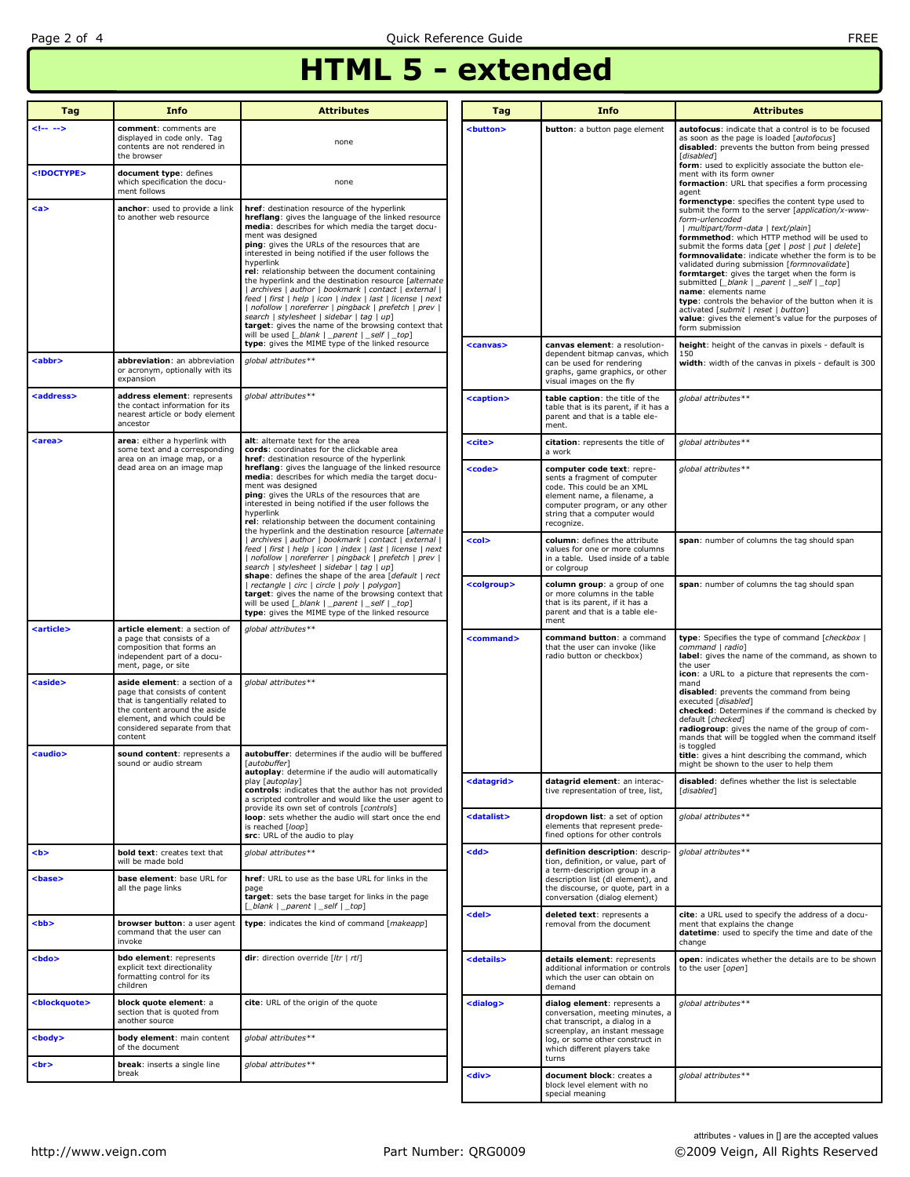# HTML 5 - extended

| Tag | Info | Attributes |
|---|---|---|
| `<!-- -->` | **comment**: comments are displayed in code only. Tag contents are not rendered in the browser | none |
| `<!DOCTYPE>` | **document type**: defines which specification the document follows | none |
| `<a>` | **anchor**: used to provide a link to another web resource | **href**: destination resource of the hyperlink<br>**hreflang**: gives the language of the linked resource<br>**media**: describes for which media the target document was designed<br>**ping**: gives the URLs of the resources that are interested in being notified if the user follows the hyperlink<br>**rel**: relationship between the document containing the hyperlink and the destination resource [*alternate \| archives \| author \| bookmark \| contact \| external \| feed \| first \| help \| icon \| index \| last \| license \| next \| nofollow \| noreferrer \| pingback \| prefetch \| prev \| search \| stylesheet \| sidebar \| tag \| up*]<br>**target**: gives the name of the browsing context that will be used [*_blank \| _parent \| _self \| _top*]<br>**type**: gives the MIME type of the linked resource |
| `<abbr>` | **abbreviation**: an abbreviation or acronym, optionally with its expansion | *global attributes*** |
| `<address>` | **address element**: represents the contact information for its nearest article or body element ancestor | *global attributes*** |
| `<area>` | **area**: either a hyperlink with some text and a corresponding area on an image map, or a dead area on an image map | **alt**: alternate text for the area<br>**cords**: coordinates for the clickable area<br>**href**: destination resource of the hyperlink<br>**hreflang**: gives the language of the linked resource<br>**media**: describes for which media the target document was designed<br>**ping**: gives the URLs of the resources that are interested in being notified if the user follows the hyperlink<br>**rel**: relationship between the document containing the hyperlink and the destination resource [*alternate \| archives \| author \| bookmark \| contact \| external \| feed \| first \| help \| icon \| index \| last \| license \| next \| nofollow \| noreferrer \| pingback \| prefetch \| prev \| search \| stylesheet \| sidebar \| tag \| up*]<br>**shape**: defines the shape of the area [*default \| rect \| rectangle \| circ \| circle \| poly \| polygon*]<br>**target**: gives the name of the browsing context that will be used [*_blank \| _parent \| _self \| _top*]<br>**type**: gives the MIME type of the linked resource |
| `<article>` | **article element**: a section of a page that consists of a composition that forms an independent part of a document, page, or site | *global attributes*** |
| `<aside>` | **aside element**: a section of a page that consists of content that is tangentially related to the content around the aside element, and which could be considered separate from that content | *global attributes*** |
| `<audio>` | **sound content**: represents a sound or audio stream | **autobuffer**: determines if the audio will be buffered [*autobuffer*]<br>**autoplay**: determine if the audio will automatically play [*autoplay*]<br>**controls**: indicates that the author has not provided a scripted controller and would like the user agent to provide its own set of controls [*controls*]<br>**loop**: sets whether the audio will start once the end is reached [*loop*]<br>**src**: URL of the audio to play |
| `<b>` | **bold text**: creates text that will be made bold | *global attributes*** |
| `<base>` | **base element**: base URL for all the page links | **href**: URL to use as the base URL for links in the page<br>**target**: sets the base target for links in the page [*_blank \| _parent \| _self \| _top*] |
| `<bb>` | **browser button**: a user agent command that the user can invoke | **type**: indicates the kind of command [*makeapp*] |
| `<bdo>` | **bdo element**: represents explicit text directionality formatting control for its children | **dir**: direction override [*ltr \| rtl*] |
| `<blockquote>` | **block quote element**: a section that is quoted from another source | **cite**: URL of the origin of the quote |
| `<body>` | **body element**: main content of the document | *global attributes*** |
| `<br>` | **break**: inserts a single line break | *global attributes*** |
| `<button>` | **button**: a button page element | **autofocus**: indicate that a control is to be focused as soon as the page is loaded [*autofocus*]<br>**disabled**: prevents the button from being pressed [*disabled*]<br>**form**: used to explicitly associate the button element with its form owner<br>**formaction**: URL that specifies a form processing agent<br>**formenctype**: specifies the content type used to submit the form to the server [*application/x-www-form-urlencoded \| multipart/form-data \| text/plain*]<br>**formmethod**: which HTTP method will be used to submit the forms data [*get \| post \| put \| delete*]<br>**formnovalidate**: indicate whether the form is to be validated during submission [*formnovalidate*]<br>**formtarget**: gives the target when the form is submitted [*_blank \| _parent \| _self \| _top*]<br>**name**: elements name<br>**type**: controls the behavior of the button when it is activated [*submit \| reset \| button*]<br>**value**: gives the element's value for the purposes of form submission |
| `<canvas>` | **canvas element**: a resolution-dependent bitmap canvas, which can be used for rendering graphs, game graphics, or other visual images on the fly | **height**: height of the canvas in pixels - default is 150<br>**width**: width of the canvas in pixels - default is 300 |
| `<caption>` | **table caption**: the title of the table that is its parent, if it has a parent and that is a table element. | *global attributes*** |
| `<cite>` | **citation**: represents the title of a work | *global attributes*** |
| `<code>` | **computer code text**: represents a fragment of computer code. This could be an XML element name, a filename, a computer program, or any other string that a computer would recognize. | *global attributes*** |
| `<col>` | **column**: defines the attribute values for one or more columns in a table. Used inside of a table or colgroup | **span**: number of columns the tag should span |
| `<colgroup>` | **column group**: a group of one or more columns in the table that is its parent, if it has a parent and that is a table element | **span**: number of columns the tag should span |
| `<command>` | **command button**: a command that the user can invoke (like radio button or checkbox) | **type**: Specifies the type of command [*checkbox \| command \| radio*]<br>**label**: gives the name of the command, as shown to the user<br>**icon**: a URL to a picture that represents the command<br>**disabled**: prevents the command from being executed [*disabled*]<br>**checked**: Determines if the command is checked by default [*checked*]<br>**radiogroup**: gives the name of the group of commands that will be toggled when the command itself is toggled<br>**title**: gives a hint describing the command, which might be shown to the user to help them |
| `<datagrid>` | **datagrid element**: an interactive representation of tree, list, or data in a table. | **disabled**: defines whether the list is selectable [*disabled*] |
| `<datalist>` | **dropdown list**: a set of option elements that represent predefined options for other controls | *global attributes*** |
| `<dd>` | **definition description**: description, definition, or value, part of a term-description group in a description list (dl element), and the discourse, or quote, part in a conversation (dialog element) | *global attributes*** |
| `<del>` | **deleted text**: represents a removal from the document | **cite**: a URL used to specify the address of a document that explains the change<br>**datetime**: used to specify the time and date of the change |
| `<details>` | **details element**: represents additional information or controls which the user can obtain on demand | **open**: indicates whether the details are to be shown to the user [*open*] |
| `<dialog>` | **dialog element**: represents a conversation, meeting minutes, a chat transcript, a dialog in a screenplay, an instant message log, or some other construct in which different players take turns | *global attributes*** |
| `<div>` | **document block**: creates a block level element with no special meaning | *global attributes*** |

attributes - values in [] are the accepted values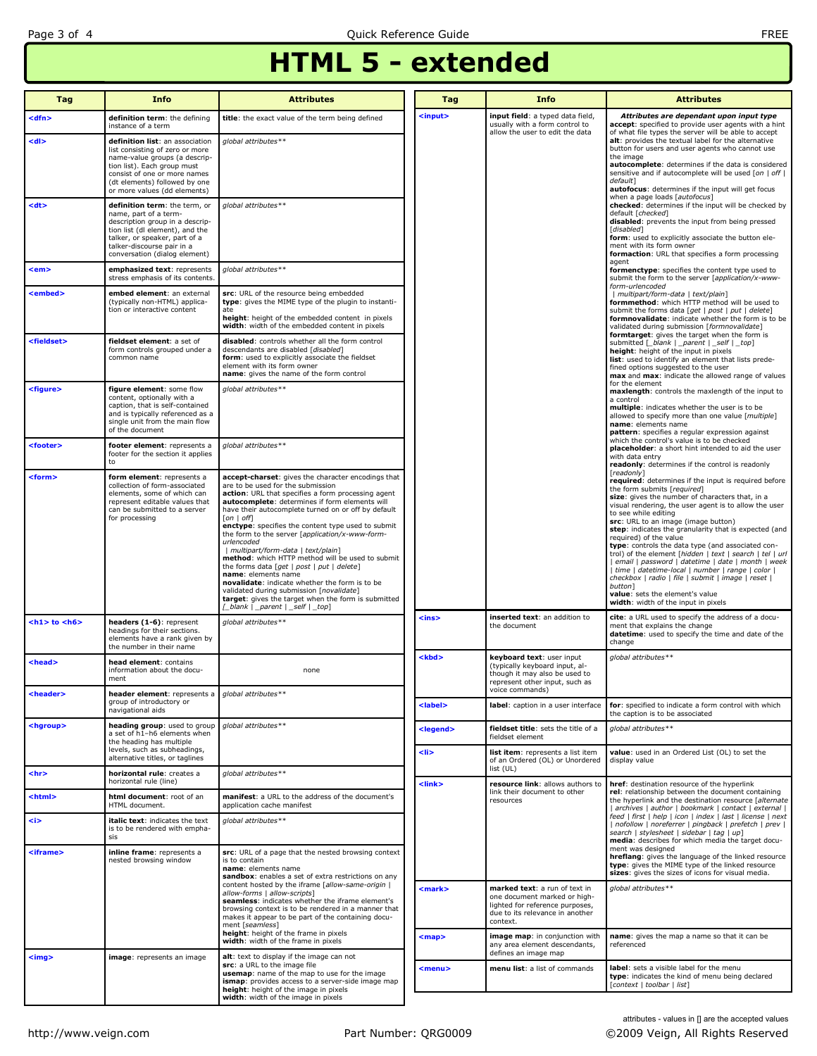# HTML 5 - extended

| Tag | Info | Attributes |
|---|---|---|
| <dfn> | **definition term**: the defining instance of a term | **title**: the exact value of the term being defined |
| <dl> | **definition list**: an association list consisting of zero or more name-value groups (a description list). Each group must consist of one or more names (dt elements) followed by one or more values (dd elements) | *global attributes*** |
| <dt> | **definition term**: the term, or name, part of a term-description group in a description list (dl element), and the talker, or speaker, part of a talker-discourse pair in a conversation (dialog element) | *global attributes*** |
| <em> | **emphasized text**: represents stress emphasis of its contents. | *global attributes*** |
| <embed> | **embed element**: an external (typically non-HTML) application or interactive content | **src**: URL of the resource being embedded<br>**type**: gives the MIME type of the plugin to instantiate<br>**height**: height of the embedded content in pixels<br>**width**: width of the embedded content in pixels |
| <fieldset> | **fieldset element**: a set of form controls grouped under a common name | **disabled**: controls whether all the form control descendants are disabled [*disabled*]<br>**form**: used to explicitly associate the fieldset element with its form owner<br>**name**: gives the name of the form control |
| <figure> | **figure element**: some flow content, optionally with a caption, that is self-contained and is typically referenced as a single unit from the main flow of the document | *global attributes*** |
| <footer> | **footer element**: represents a footer for the section it applies to | *global attributes*** |
| <form> | **form element**: represents a collection of form-associated elements, some of which can represent editable values that can be submitted to a server for processing | **accept-charset**: gives the character encodings that are to be used for the submission<br>**action**: URL that specifies a form processing agent<br>**autocomplete**: determines if form elements will have their autocomplete turned on or off by default [*on* \| *off*]<br>**enctype**: specifies the content type used to submit the form to the server [*application/x-www-form-urlencoded* \| *multipart/form-data* \| *text/plain*]<br>**method**: which HTTP method will be used to submit the forms data [*get* \| *post* \| *put* \| *delete*]<br>**name**: elements name<br>**novalidate**: indicate whether the form is to be validated during submission [*novalidate*]<br>**target**: gives the target when the form is submitted [*_blank* \| *_parent* \| *_self* \| *_top*] |
| <h1> to <h6> | **headers (1-6)**: represent headings for their sections. elements have a rank given by the number in their name | *global attributes*** |
| <head> | **head element**: contains information about the document | none |
| <header> | **header element**: represents a group of introductory or navigational aids | *global attributes*** |
| <hgroup> | **heading group**: used to group a set of h1–h6 elements when the heading has multiple levels, such as subheadings, alternative titles, or taglines | *global attributes*** |
| <hr> | **horizontal rule**: creates a horizontal rule (line) | *global attributes*** |
| <html> | **html document**: root of an HTML document. | **manifest**: a URL to the address of the document's application cache manifest |
| <i> | **italic text**: indicates the text is to be rendered with emphasis | *global attributes*** |
| <iframe> | **inline frame**: represents a nested browsing window | **src**: URL of a page that the nested browsing context is to contain<br>**name**: elements name<br>**sandbox**: enables a set of extra restrictions on any content hosted by the iframe [*allow-same-origin* \| *allow-forms* \| *allow-scripts*]<br>**seamless**: indicates whether the iframe element's browsing context is to be rendered in a manner that makes it appear to be part of the containing document [*seamless*]<br>**height**: height of the frame in pixels<br>**width**: width of the frame in pixels |
| <img> | **image**: represents an image | **alt**: text to display if the image can not<br>**src**: a URL to the image file<br>**usemap**: name of the map to use for the image<br>**ismap**: provides access to a server-side image map<br>**height**: height of the image in pixels<br>**width**: width of the image in pixels |
| <input> | **input field**: a typed data field, usually with a form control to allow the user to edit the data | ***Attributes are dependant upon input type***<br>**accept**: specified to provide user agents with a hint of what file types the server will be able to accept<br>**alt**: provides the textual label for the alternative button for users and user agents who cannot use the image<br>**autocomplete**: determines if the data is considered sensitive and if autocomplete will be used [*on* \| *off* \| *default*]<br>**autofocus**: determines if the input will get focus when a page loads [*autofocus*]<br>**checked**: determines if the input will be checked by default [*checked*]<br>**disabled**: prevents the input from being pressed [*disabled*]<br>**form**: used to explicitly associate the button element with its form owner<br>**formaction**: URL that specifies a form processing agent<br>**formenctype**: specifies the content type used to submit the form to the server [*application/x-www-form-urlencoded* \| *multipart/form-data* \| *text/plain*]<br>**formmethod**: which HTTP method will be used to submit the forms data [*get* \| *post* \| *put* \| *delete*]<br>**formnovalidate**: indicate whether the form is to be validated during submission [*formnovalidate*]<br>**formtarget**: gives the target when the form is submitted [*_blank* \| *_parent* \| *_self* \| *_top*]<br>**height**: height of the input in pixels<br>**list**: used to identify an element that lists predefined options suggested to the user<br>**max** and **max**: indicate the allowed range of values for the element<br>**maxlength**: controls the maxlength of the input to a control<br>**multiple**: indicates whether the user is to be allowed to specify more than one value [*multiple*]<br>**name**: elements name<br>**pattern**: specifies a regular expression against which the control's value is to be checked<br>**placeholder**: a short hint intended to aid the user with data entry<br>**readonly**: determines if the control is readonly [*readonly*]<br>**required**: determines if the input is required before the form submits [*required*]<br>**size**: gives the number of characters that, in a visual rendering, the user agent is to allow the user to see while editing<br>**src**: URL to an image (image button)<br>**step**: indicates the granularity that is expected (and required) of the value<br>**type**: controls the data type (and associated control) of the element [*hidden* \| *text* \| *search* \| *tel* \| *url* \| *email* \| *password* \| *datetime* \| *date* \| *month* \| *week* \| *time* \| *datetime-local* \| *number* \| *range* \| *color* \| *checkbox* \| *radio* \| *file* \| *submit* \| *image* \| *reset* \| *button*]<br>**value**: sets the element's value<br>**width**: width of the input in pixels |
| <ins> | **inserted text**: an addition to the document | **cite**: a URL used to specify the address of a document that explains the change<br>**datetime**: used to specify the time and date of the change |
| <kbd> | **keyboard text**: user input (typically keyboard input, although it may also be used to represent other input, such as voice commands) | *global attributes*** |
| <label> | **label**: caption in a user interface | **for**: specified to indicate a form control with which the caption is to be associated |
| <legend> | **fieldset title**: sets the title of a fieldset element | *global attributes*** |
| <li> | **list item**: represents a list item of an Ordered (OL) or Unordered list (UL) | **value**: used in an Ordered List (OL) to set the display value |
| <link> | **resource link**: allows authors to link their document to other resources | **href**: destination resource of the hyperlink<br>**rel**: relationship between the document containing the hyperlink and the destination resource [*alternate* \| *archives* \| *author* \| *bookmark* \| *contact* \| *external* \| *feed* \| *first* \| *help* \| *icon* \| *index* \| *last* \| *license* \| *next* \| *nofollow* \| *noreferrer* \| *pingback* \| *prefetch* \| *prev* \| *search* \| *stylesheet* \| *sidebar* \| *tag* \| *up*]<br>**media**: describes for which media the target document was designed<br>**hreflang**: gives the language of the linked resource<br>**type**: gives the MIME type of the linked resource<br>**sizes**: gives the sizes of icons for visual media. |
| <mark> | **marked text**: a run of text in one document marked or highlighted for reference purposes, due to its relevance in another context. | *global attributes*** |
| <map> | **image map**: in conjunction with any area element descendants, defines an image map | **name**: gives the map a name so that it can be referenced |
| <menu> | **menu list**: a list of commands | **label**: sets a visible label for the menu<br>**type**: indicates the kind of menu being declared [*context* \| *toolbar* \| *list*] |

attributes - values in [] are the accepted values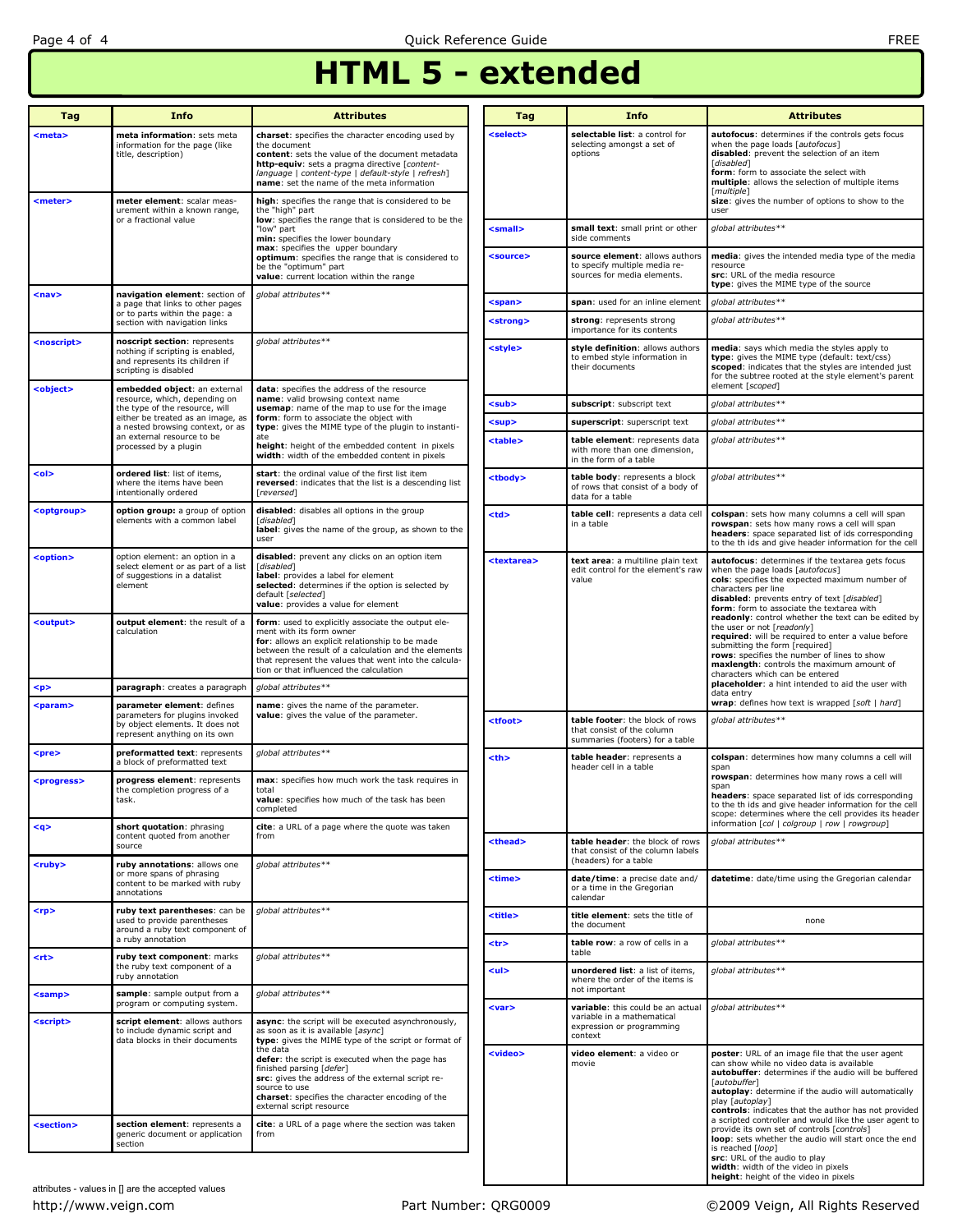# HTML 5 - extended

| Tag | Info | Attributes |
|---|---|---|
| **<meta>** | **meta information**: sets meta information for the page (like title, description) | **charset**: specifies the character encoding used by the document<br>**content**: sets the value of the document metadata<br>**http-equiv**: sets a pragma directive [*content-language* \| *content-type* \| *default-style* \| *refresh*]<br>**name**: set the name of the meta information |
| **<meter>** | **meter element**: scalar measurement within a known range, or a fractional value | **high**: specifies the range that is considered to be the "high" part<br>**low**: specifies the range that is considered to be the "low" part<br>**min**: specifies the lower boundary<br>**max**: specifies the upper boundary<br>**optimum**: specifies the range that is considered to be the "optimum" part<br>**value**: current location within the range |
| **<nav>** | **navigation element**: section of a page that links to other pages or to parts within the page: a section with navigation links | *global attributes\*\** |
| **<noscript>** | **noscript section**: represents nothing if scripting is enabled, and represents its children if scripting is disabled | *global attributes\*\** |
| **<object>** | **embedded object**: an external resource, which, depending on the type of the resource, will either be treated as an image, as a nested browsing context, or as an external resource to be processed by a plugin | **data**: specifies the address of the resource<br>**name**: valid browsing context name<br>**usemap**: name of the map to use for the image<br>**form**: form to associate the object with<br>**type**: gives the MIME type of the plugin to instantiate<br>**height**: height of the embedded content in pixels<br>**width**: width of the embedded content in pixels |
| **<ol>** | **ordered list**: list of items, where the items have been intentionally ordered | **start**: the ordinal value of the first list item<br>**reversed**: indicates that the list is a descending list [*reversed*] |
| **<optgroup>** | **option group:** a group of option elements with a common label | **disabled**: disables all options in the group [*disabled*]<br>**label**: gives the name of the group, as shown to the user |
| **<option>** | option element: an option in a select element or as part of a list of suggestions in a datalist element | **disabled**: prevent any clicks on an option item [*disabled*]<br>**label**: provides a label for element<br>**selected**: determines if the option is selected by default [*selected*]<br>**value**: provides a value for element |
| **<output>** | **output element**: the result of a calculation | **form**: used to explicitly associate the output element with its form owner<br>**for**: allows an explicit relationship to be made between the result of a calculation and the elements that represent the values that went into the calculation or that influenced the calculation |
| **<p>** | **paragraph**: creates a paragraph | *global attributes\*\** |
| **<param>** | **parameter element**: defines parameters for plugins invoked by object elements. It does not represent anything on its own | **name**: gives the name of the parameter.<br>**value**: gives the value of the parameter. |
| **<pre>** | **preformatted text**: represents a block of preformatted text | *global attributes\*\** |
| **<progress>** | **progress element**: represents the completion progress of a task. | **max**: specifies how much work the task requires in total<br>**value**: specifies how much of the task has been completed |
| **<q>** | **short quotation**: phrasing content quoted from another source | **cite**: a URL of a page where the quote was taken from |
| **<ruby>** | **ruby annotations**: allows one or more spans of phrasing content to be marked with ruby annotations | *global attributes\*\** |
| **<rp>** | **ruby text parentheses**: can be used to provide parentheses around a ruby text component of a ruby annotation | *global attributes\*\** |
| **<rt>** | **ruby text component**: marks the ruby text component of a ruby annotation | *global attributes\*\** |
| **<samp>** | **sample**: sample output from a program or computing system. | *global attributes\*\** |
| **<script>** | **script element**: allows authors to include dynamic script and data blocks in their documents | **async**: the script will be executed asynchronously, as soon as it is available [*async*]<br>**type**: gives the MIME type of the script or format of the data<br>**defer**: the script is executed when the page has finished parsing [*defer*]<br>**src**: gives the address of the external script resource to use<br>**charset**: specifies the character encoding of the external script resource |
| **<section>** | **section element**: represents a generic document or application section | **cite**: a URL of a page where the section was taken from |
| **<select>** | **selectable list**: a control for selecting amongst a set of options | **autofocus**: determines if the controls gets focus when the page loads [*autofocus*]<br>**disabled**: prevent the selection of an item [*disabled*]<br>**form**: form to associate the select with<br>**multiple**: allows the selection of multiple items [*multiple*]<br>**size**: gives the number of options to show to the user |
| **<small>** | **small text**: small print or other side comments | *global attributes\*\** |
| **<source>** | **source element**: allows authors to specify multiple media resources for media elements. | **media**: gives the intended media type of the media resource<br>**src**: URL of the media resource<br>**type**: gives the MIME type of the source |
| **<span>** | **span**: used for an inline element | *global attributes\*\** |
| **<strong>** | **strong**: represents strong importance for its contents | *global attributes\*\** |
| **<style>** | **style definition**: allows authors to embed style information in their documents | **media**: says which media the styles apply to<br>**type**: gives the MIME type (default: text/css)<br>**scoped**: indicates that the styles are intended just for the subtree rooted at the style element's parent element [*scoped*] |
| **<sub>** | **subscript**: subscript text | *global attributes\*\** |
| **<sup>** | **superscript**: superscript text | *global attributes\*\** |
| **<table>** | **table element**: represents data with more than one dimension, in the form of a table | *global attributes\*\** |
| **<tbody>** | **table body**: represents a block of rows that consist of a body of data for a table | *global attributes\*\** |
| **<td>** | **table cell**: represents a data cell in a table | **colspan**: sets how many columns a cell will span<br>**rowspan**: sets how many rows a cell will span<br>**headers**: space separated list of ids corresponding to the th ids and give header information for the cell |
| **<textarea>** | **text area**: a multiline plain text edit control for the element's raw value | **autofocus**: determines if the textarea gets focus when the page loads [*autofocus*]<br>**cols**: specifies the expected maximum number of characters per line<br>**disabled**: prevents entry of text [*disabled*]<br>**form**: form to associate the textarea with<br>**readonly**: control whether the text can be edited by the user or not [*readonly*]<br>**required**: will be required to enter a value before submitting the form [required]<br>**rows**: specifies the number of lines to show<br>**maxlength**: controls the maximum amount of characters which can be entered<br>**placeholder**: a hint intended to aid the user with data entry<br>**wrap**: defines how text is wrapped [*soft* \| *hard*] |
| **<tfoot>** | **table footer**: the block of rows that consist of the column summaries (footers) for a table | *global attributes\*\** |
| **<th>** | **table header**: represents a header cell in a table | **colspan**: determines how many columns a cell will span<br>**rowspan**: determines how many rows a cell will span<br>**headers**: space separated list of ids corresponding to the th ids and give header information for the cell<br>scope: determines where the cell provides its header information [*col* \| *colgroup* \| *row* \| *rowgroup*] |
| **<thead>** | **table header**: the block of rows that consist of the column labels (headers) for a table | *global attributes\*\** |
| **<time>** | **date/time**: a precise date and/ or a time in the Gregorian calendar | **datetime**: date/time using the Gregorian calendar |
| **<title>** | **title element**: sets the title of the document | none |
| **<tr>** | **table row**: a row of cells in a table | *global attributes\*\** |
| **<ul>** | **unordered list**: a list of items, where the order of the items is not important | *global attributes\*\** |
| **<var>** | **variable**: this could be an actual variable in a mathematical expression or programming context | *global attributes\*\** |
| **<video>** | **video element**: a video or movie | **poster**: URL of an image file that the user agent can show while no video data is available<br>**autobuffer**: determines if the audio will be buffered [*autobuffer*]<br>**autoplay**: determine if the audio will automatically play [*autoplay*]<br>**controls**: indicates that the author has not provided a scripted controller and would like the user agent to provide its own set of controls [*controls*]<br>**loop**: sets whether the audio will start once the end is reached [*loop*]<br>**src**: URL of the audio to play<br>**width**: width of the video in pixels<br>**height**: height of the video in pixels |

attributes - values in [] are the accepted values

http://www.veign.com — Part Number: QRG0009 — ©2009 Veign, All Rights Reserved